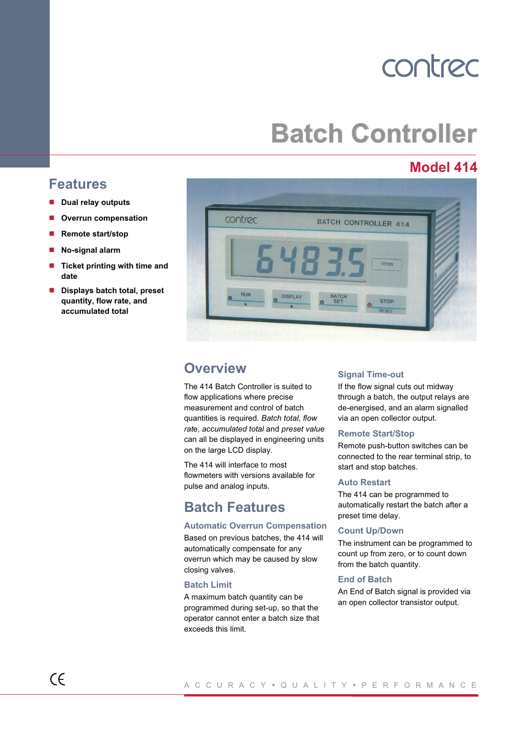contrec

# Batch Controller

## Model 414

## Features

- **Dual relay outputs**
- **Overrun compensation**
- **Remote start/stop**
- **No-signal alarm**
- **Ticket printing with time and date**
- **Displays batch total, preset quantity, flow rate, and accumulated total**

## Overview

The 414 Batch Controller is suited to flow applications where precise measurement and control of batch quantities is required. *Batch total*, *flow rate*, *accumulated total* and *preset value* can all be displayed in engineering units on the large LCD display.

The 414 will interface to most flowmeters with versions available for pulse and analog inputs.

## Batch Features

### Automatic Overrun Compensation

Based on previous batches, the 414 will automatically compensate for any overrun which may be caused by slow closing valves.

### Batch Limit

A maximum batch quantity can be programmed during set-up, so that the operator cannot enter a batch size that exceeds this limit.

### Signal Time-out

If the flow signal cuts out midway through a batch, the output relays are de-energised, and an alarm signalled via an open collector output.

### Remote Start/Stop

Remote push-button switches can be connected to the rear terminal strip, to start and stop batches.

### Auto Restart

The 414 can be programmed to automatically restart the batch after a preset time delay.

### Count Up/Down

The instrument can be programmed to count up from zero, or to count down from the batch quantity.

### End of Batch

An End of Batch signal is provided via an open collector transistor output.

A C C U R A C Y • Q U A L I T Y • P E R F O R M A N C E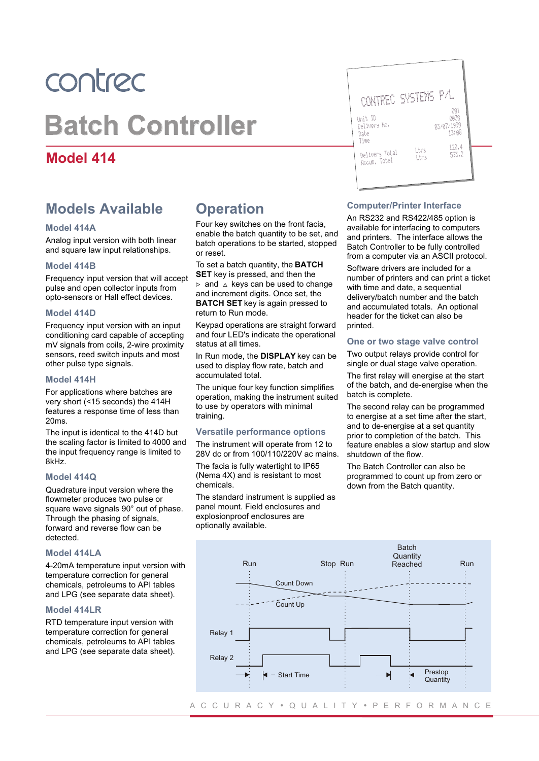contrec

# Batch Controller

## Model 414

## Models Available

### Model 414A

Analog input version with both linear and square law input relationships.

### Model 414B

Frequency input version that will accept pulse and open collector inputs from opto-sensors or Hall effect devices.

### Model 414D

Frequency input version with an input conditioning card capable of accepting mV signals from coils, 2-wire proximity sensors, reed switch inputs and most other pulse type signals.

### Model 414H

For applications where batches are very short (<15 seconds) the 414H features a response time of less than 20ms.

The input is identical to the 414D but the scaling factor is limited to 4000 and the input frequency range is limited to 8kHz.

### Model 414Q

Quadrature input version where the flowmeter produces two pulse or square wave signals 90° out of phase. Through the phasing of signals, forward and reverse flow can be detected.

### Model 414LA

4-20mA temperature input version with temperature correction for general chemicals, petroleums to API tables and LPG (see separate data sheet).

### Model 414LR

RTD temperature input version with temperature correction for general chemicals, petroleums to API tables and LPG (see separate data sheet).

## Operation

Four key switches on the front facia, enable the batch quantity to be set, and batch operations to be started, stopped or reset.

To set a batch quantity, the **BATCH SET** key is pressed, and then the ▹ and ▵ keys can be used to change and increment digits. Once set, the **BATCH SET** key is again pressed to return to Run mode.

Keypad operations are straight forward and four LED's indicate the operational status at all times.

In Run mode, the **DISPLAY** key can be used to display flow rate, batch and accumulated total.

The unique four key function simplifies operation, making the instrument suited to use by operators with minimal training.

### Versatile performance options

The instrument will operate from 12 to 28V dc or from 100/110/220V ac mains.

The facia is fully watertight to IP65 (Nema 4X) and is resistant to most chemicals.

The standard instrument is supplied as panel mount. Field enclosures and explosionproof enclosures are optionally available.

### Computer/Printer Interface

An RS232 and RS422/485 option is available for interfacing to computers and printers. The interface allows the Batch Controller to be fully controlled from a computer via an ASCII protocol.

Software drivers are included for a number of printers and can print a ticket with time and date, a sequential delivery/batch number and the batch and accumulated totals. An optional header for the ticket can also be printed.

### One or two stage valve control

Two output relays provide control for single or dual stage valve operation.

The first relay will energise at the start of the batch, and de-energise when the batch is complete.

The second relay can be programmed to energise at a set time after the start, and to de-energise at a set quantity prior to completion of the batch. This feature enables a slow startup and slow shutdown of the flow.

The Batch Controller can also be programmed to count up from zero or down from the Batch quantity.

A C C U R A C Y • Q U A L I T Y • P E R F O R M A N C E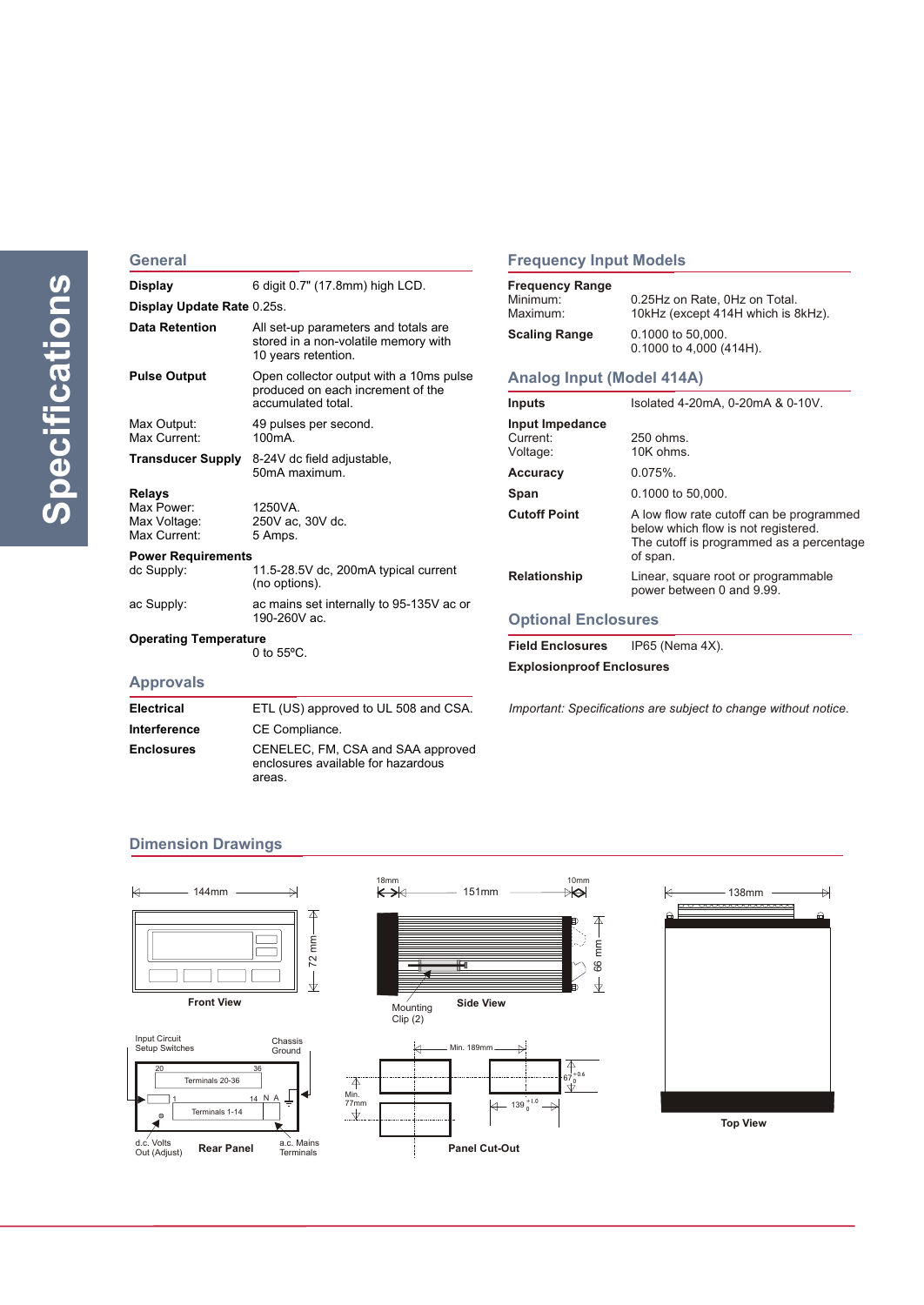# Specifications

## General

**Display** 6 digit 0.7" (17.8mm) high LCD.

**Display Update Rate** 0.25s.

**Data Retention** All set-up parameters and totals are stored in a non-volatile memory with 10 years retention.

**Pulse Output** Open collector output with a 10ms pulse produced on each increment of the accumulated total.

Max Output: 49 pulses per second.
Max Current: 100mA.

**Transducer Supply** 8-24V dc field adjustable, 50mA maximum.

**Relays**
Max Power: 1250VA.
Max Voltage: 250V ac, 30V dc.
Max Current: 5 Amps.

**Power Requirements**
dc Supply: 11.5-28.5V dc, 200mA typical current (no options).

ac Supply: ac mains set internally to 95-135V ac or 190-260V ac.

**Operating Temperature**
0 to 55ºC.

## Approvals

**Electrical** ETL (US) approved to UL 508 and CSA.

**Interference** CE Compliance.

**Enclosures** CENELEC, FM, CSA and SAA approved enclosures available for hazardous areas.

## Frequency Input Models

**Frequency Range**
Minimum: 0.25Hz on Rate, 0Hz on Total.
Maximum: 10kHz (except 414H which is 8kHz).

**Scaling Range** 0.1000 to 50,000.
0.1000 to 4,000 (414H).

## Analog Input (Model 414A)

**Inputs** Isolated 4-20mA, 0-20mA & 0-10V.

**Input Impedance**
Current: 250 ohms.
Voltage: 10K ohms.

**Accuracy** 0.075%.

**Span** 0.1000 to 50,000.

**Cutoff Point** A low flow rate cutoff can be programmed below which flow is not registered. The cutoff is programmed as a percentage of span.

**Relationship** Linear, square root or programmable power between 0 and 9.99.

## Optional Enclosures

**Field Enclosures** IP65 (Nema 4X).

**Explosionproof Enclosures**

*Important: Specifications are subject to change without notice.*

## Dimension Drawings

144mm, 72 mm — Front View

18mm, 151mm, 10mm, 66 mm, Mounting Clip (2) — Side View

138mm — Top View

Input Circuit Setup Switches, Chassis Ground, 20, 36, Terminals 20-36, 1, 14 N A, Terminals 1-14, d.c. Volts Out (Adjust), a.c. Mains Terminals — Rear Panel

Min. 189mm, Min. 77mm, $67^{+0.6}_{0}$, $139^{+1.0}_{0}$ — Panel Cut-Out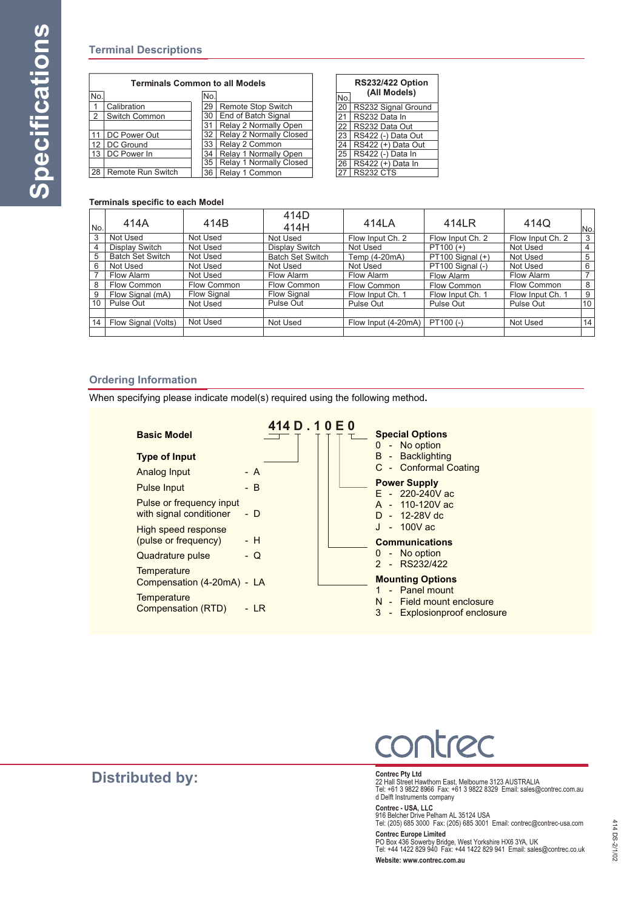## Terminal Descriptions

| Terminals Common to all Models | | | |
|---|---|---|---|
| No. | | No. | |
| 1 | Calibration | 29 | Remote Stop Switch |
| 2 | Switch Common | 30 | End of Batch Signal |
| | | 31 | Relay 2 Normally Open |
| 11 | DC Power Out | 32 | Relay 2 Normally Closed |
| 12 | DC Ground | 33 | Relay 2 Common |
| 13 | DC Power In | 34 | Relay 1 Normally Open |
| | | 35 | Relay 1 Normally Closed |
| 28 | Remote Run Switch | 36 | Relay 1 Common |

| RS232/422 Option (All Models) | |
|---|---|
| No. | |
| 20 | RS232 Signal Ground |
| 21 | RS232 Data In |
| 22 | RS232 Data Out |
| 23 | RS422 (-) Data Out |
| 24 | RS422 (+) Data Out |
| 25 | RS422 (-) Data In |
| 26 | RS422 (+) Data In |
| 27 | RS232 CTS |

**Terminals specific to each Model**

| No. | 414A | 414B | 414D 414H | 414LA | 414LR | 414Q | No. |
|---|---|---|---|---|---|---|---|
| 3 | Not Used | Not Used | Not Used | Flow Input Ch. 2 | Flow Input Ch. 2 | Flow Input Ch. 2 | 3 |
| 4 | Display Switch | Not Used | Display Switch | Not Used | PT100 (+) | Not Used | 4 |
| 5 | Batch Set Switch | Not Used | Batch Set Switch | Temp (4-20mA) | PT100 Signal (+) | Not Used | 5 |
| 6 | Not Used | Not Used | Not Used | Not Used | PT100 Signal (-) | Not Used | 6 |
| 7 | Flow Alarm | Not Used | Flow Alarm | Flow Alarm | Flow Alarm | Flow Alarm | 7 |
| 8 | Flow Common | Flow Common | Flow Common | Flow Common | Flow Common | Flow Common | 8 |
| 9 | Flow Signal (mA) | Flow Signal | Flow Signal | Flow Input Ch. 1 | Flow Input Ch. 1 | Flow Input Ch. 1 | 9 |
| 10 | Pulse Out | Not Used | Pulse Out | Pulse Out | Pulse Out | Pulse Out | 10 |
| | | | | | | | |
| 14 | Flow Signal (Volts) | Not Used | Not Used | Flow Input (4-20mA) | PT100 (-) | Not Used | 14 |

## Ordering Information

When specifying please indicate model(s) required using the following method.

**414 D . 1 0 E 0**

**Basic Model**

**Type of Input**

- Analog Input - A
- Pulse Input - B
- Pulse or frequency input with signal conditioner - D
- High speed response (pulse or frequency) - H
- Quadrature pulse - Q
- Temperature Compensation (4-20mA) - LA
- Temperature Compensation (RTD) - LR

**Special Options**

- 0 - No option
- B - Backlighting
- C - Conformal Coating

**Power Supply**

- E - 220-240V ac
- A - 110-120V ac
- D - 12-28V dc
- J - 100V ac

**Communications**

- 0 - No option
- 2 - RS232/422

**Mounting Options**

- 1 - Panel mount
- N - Field mount enclosure
- 3 - Explosionproof enclosure

**Distributed by:**

contrec

**Contrec Pty Ltd**
22 Hall Street Hawthorn East, Melbourne 3123 AUSTRALIA
Tel: +61 3 9822 8966 Fax: +61 3 9822 8329 Email: sales@contrec.com.au
d Delft Instruments company

**Contrec - USA, LLC**
916 Belcher Drive Pelham AL 35124 USA
Tel: (205) 685 3000 Fax: (205) 685 3001 Email: contrec@contrec-usa.com

**Contrec Europe Limited**
PO Box 436 Sowerby Bridge, West Yorkshire HX6 3YA, UK
Tel: +44 1422 829 940 Fax: +44 1422 829 941 Email: sales@contrec.co.uk

**Website: www.contrec.com.au**

414 DS-2/1/02